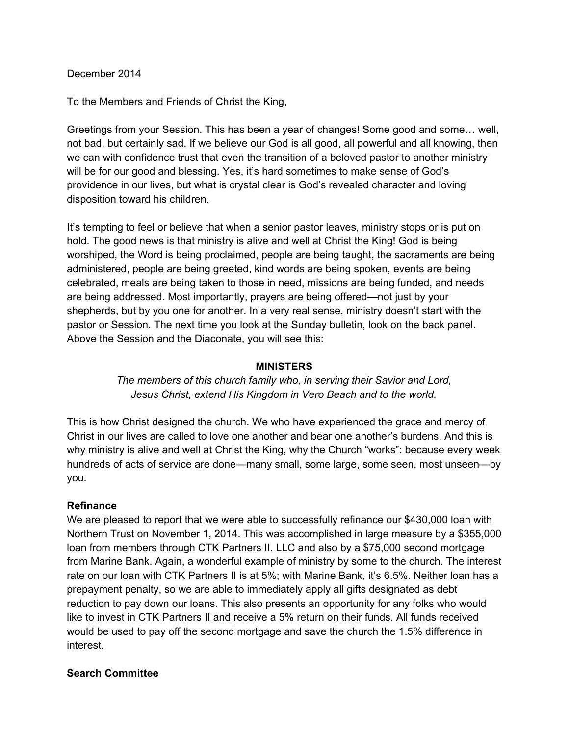December 2014

To the Members and Friends of Christ the King,

Greetings from your Session. This has been a year of changes! Some good and some… well, not bad, but certainly sad. If we believe our God is all good, all powerful and all knowing, then we can with confidence trust that even the transition of a beloved pastor to another ministry will be for our good and blessing. Yes, it's hard sometimes to make sense of God's providence in our lives, but what is crystal clear is God's revealed character and loving disposition toward his children.

It's tempting to feel or believe that when a senior pastor leaves, ministry stops or is put on hold. The good news is that ministry is alive and well at Christ the King! God is being worshiped, the Word is being proclaimed, people are being taught, the sacraments are being administered, people are being greeted, kind words are being spoken, events are being celebrated, meals are being taken to those in need, missions are being funded, and needs are being addressed. Most importantly, prayers are being offered—not just by your shepherds, but by you one for another. In a very real sense, ministry doesn't start with the pastor or Session. The next time you look at the Sunday bulletin, look on the back panel. Above the Session and the Diaconate, you will see this:

**MINISTERS**

*The members of this church family who, in serving their Savior and Lord, Jesus Christ, extend His Kingdom in Vero Beach and to the world.*

This is how Christ designed the church. We who have experienced the grace and mercy of Christ in our lives are called to love one another and bear one another's burdens. And this is why ministry is alive and well at Christ the King, why the Church "works": because every week hundreds of acts of service are done—many small, some large, some seen, most unseen—by you.

**Refinance**

We are pleased to report that we were able to successfully refinance our $430,000 loan with Northern Trust on November 1, 2014. This was accomplished in large measure by a $355,000 loan from members through CTK Partners II, LLC and also by a $75,000 second mortgage from Marine Bank. Again, a wonderful example of ministry by some to the church. The interest rate on our loan with CTK Partners II is at 5%; with Marine Bank, it's 6.5%. Neither loan has a prepayment penalty, so we are able to immediately apply all gifts designated as debt reduction to pay down our loans. This also presents an opportunity for any folks who would like to invest in CTK Partners II and receive a 5% return on their funds. All funds received would be used to pay off the second mortgage and save the church the 1.5% difference in interest.

**Search Committee**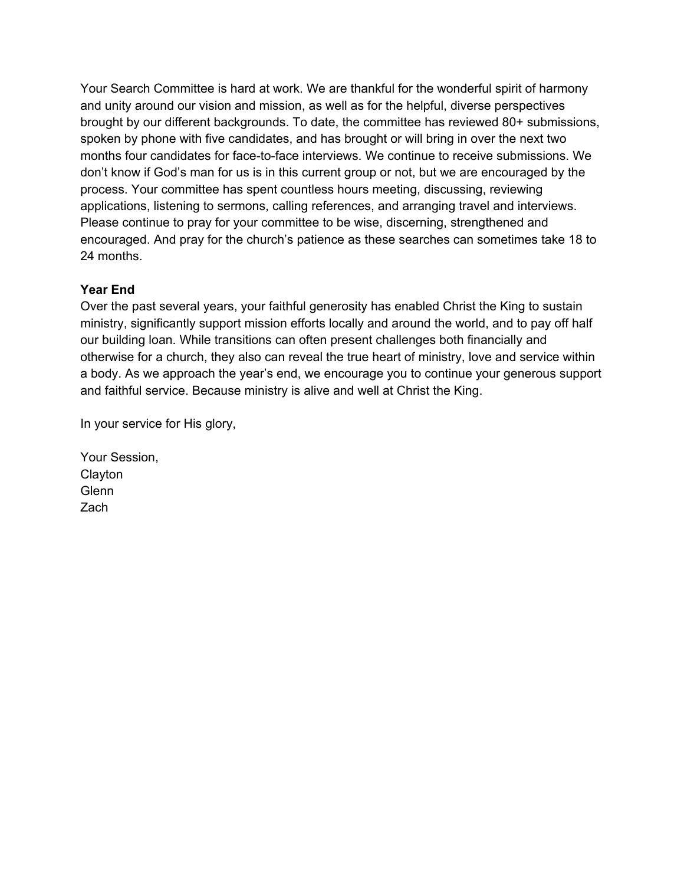Your Search Committee is hard at work. We are thankful for the wonderful spirit of harmony and unity around our vision and mission, as well as for the helpful, diverse perspectives brought by our different backgrounds. To date, the committee has reviewed 80+ submissions, spoken by phone with five candidates, and has brought or will bring in over the next two months four candidates for face-to-face interviews. We continue to receive submissions. We don't know if God's man for us is in this current group or not, but we are encouraged by the process. Your committee has spent countless hours meeting, discussing, reviewing applications, listening to sermons, calling references, and arranging travel and interviews. Please continue to pray for your committee to be wise, discerning, strengthened and encouraged. And pray for the church's patience as these searches can sometimes take 18 to 24 months.

**Year End**

Over the past several years, your faithful generosity has enabled Christ the King to sustain ministry, significantly support mission efforts locally and around the world, and to pay off half our building loan. While transitions can often present challenges both financially and otherwise for a church, they also can reveal the true heart of ministry, love and service within a body. As we approach the year's end, we encourage you to continue your generous support and faithful service. Because ministry is alive and well at Christ the King.

In your service for His glory,

Your Session,
Clayton
Glenn
Zach